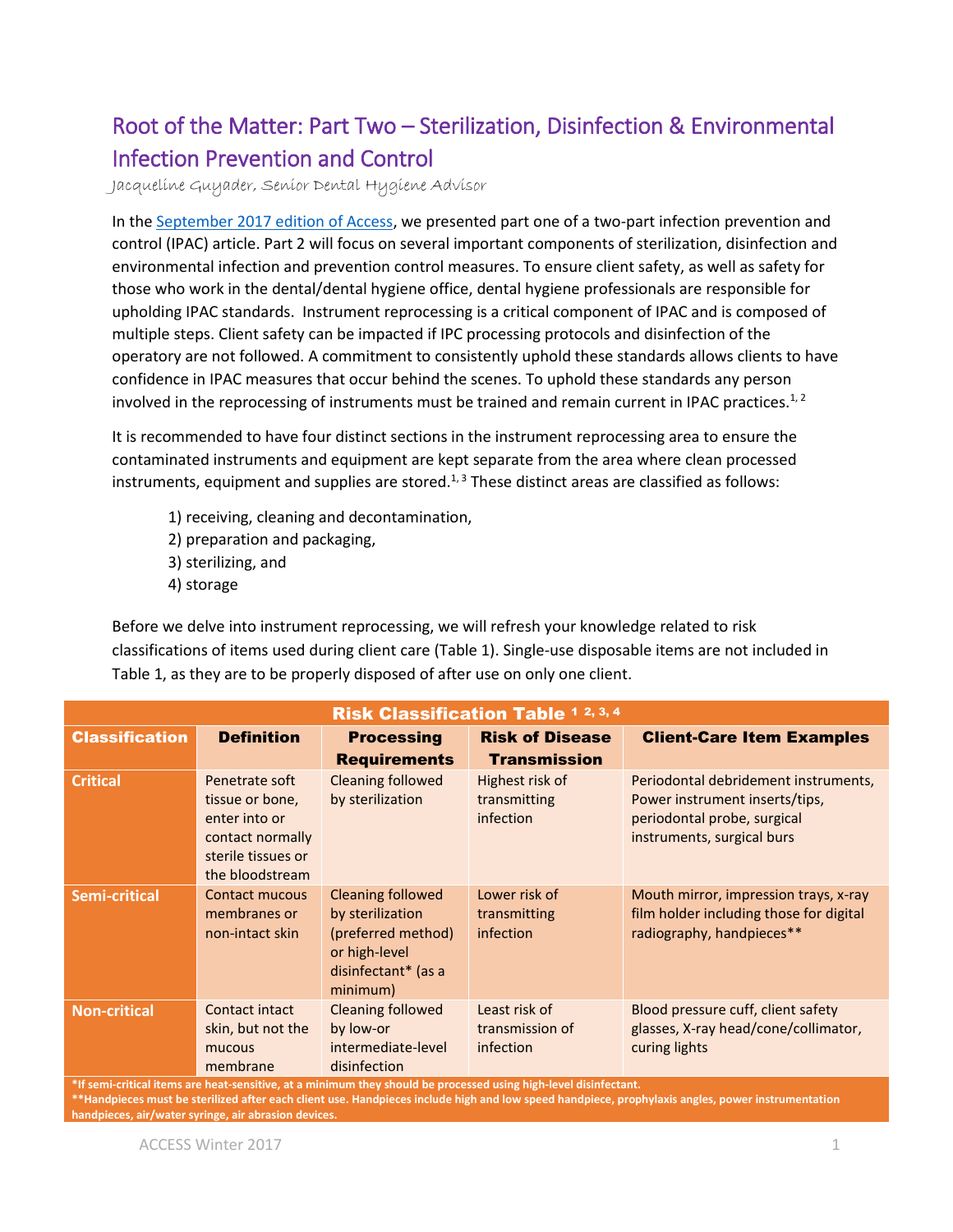# Root of the Matter: Part Two – Sterilization, Disinfection & Environmental Infection Prevention and Control

*Jacqueline Guyader, Senior Dental Hygiene Advisor*

In the September 2017 edition of Access, we presented part one of a two-part infection prevention and control (IPAC) article. Part 2 will focus on several important components of sterilization, disinfection and environmental infection and prevention control measures. To ensure client safety, as well as safety for those who work in the dental/dental hygiene office, dental hygiene professionals are responsible for upholding IPAC standards. Instrument reprocessing is a critical component of IPAC and is composed of multiple steps. Client safety can be impacted if IPC processing protocols and disinfection of the operatory are not followed. A commitment to consistently uphold these standards allows clients to have confidence in IPAC measures that occur behind the scenes. To uphold these standards any person involved in the reprocessing of instruments must be trained and remain current in IPAC practices.[1, 2]

It is recommended to have four distinct sections in the instrument reprocessing area to ensure the contaminated instruments and equipment are kept separate from the area where clean processed instruments, equipment and supplies are stored.[1, 3] These distinct areas are classified as follows:

1) receiving, cleaning and decontamination,
2) preparation and packaging,
3) sterilizing, and
4) storage

Before we delve into instrument reprocessing, we will refresh your knowledge related to risk classifications of items used during client care (Table 1). Single-use disposable items are not included in Table 1, as they are to be properly disposed of after use on only one client.

**Risk Classification Table [1, 2, 3, 4]**

| Classification | Definition | Processing Requirements | Risk of Disease Transmission | Client-Care Item Examples |
|---|---|---|---|---|
| **Critical** | Penetrate soft tissue or bone, enter into or contact normally sterile tissues or the bloodstream | Cleaning followed by sterilization | Highest risk of transmitting infection | Periodontal debridement instruments, Power instrument inserts/tips, periodontal probe, surgical instruments, surgical burs |
| **Semi-critical** | Contact mucous membranes or non-intact skin | Cleaning followed by sterilization (preferred method) or high-level disinfectant* (as a minimum) | Lower risk of transmitting infection | Mouth mirror, impression trays, x-ray film holder including those for digital radiography, handpieces** |
| **Non-critical** | Contact intact skin, but not the mucous membrane | Cleaning followed by low-or intermediate-level disinfection | Least risk of transmission of infection | Blood pressure cuff, client safety glasses, X-ray head/cone/collimator, curing lights |

**\*If semi-critical items are heat-sensitive, at a minimum they should be processed using high-level disinfectant.**
**\*\*Handpieces must be sterilized after each client use. Handpieces include high and low speed handpiece, prophylaxis angles, power instrumentation handpieces, air/water syringe, air abrasion devices.**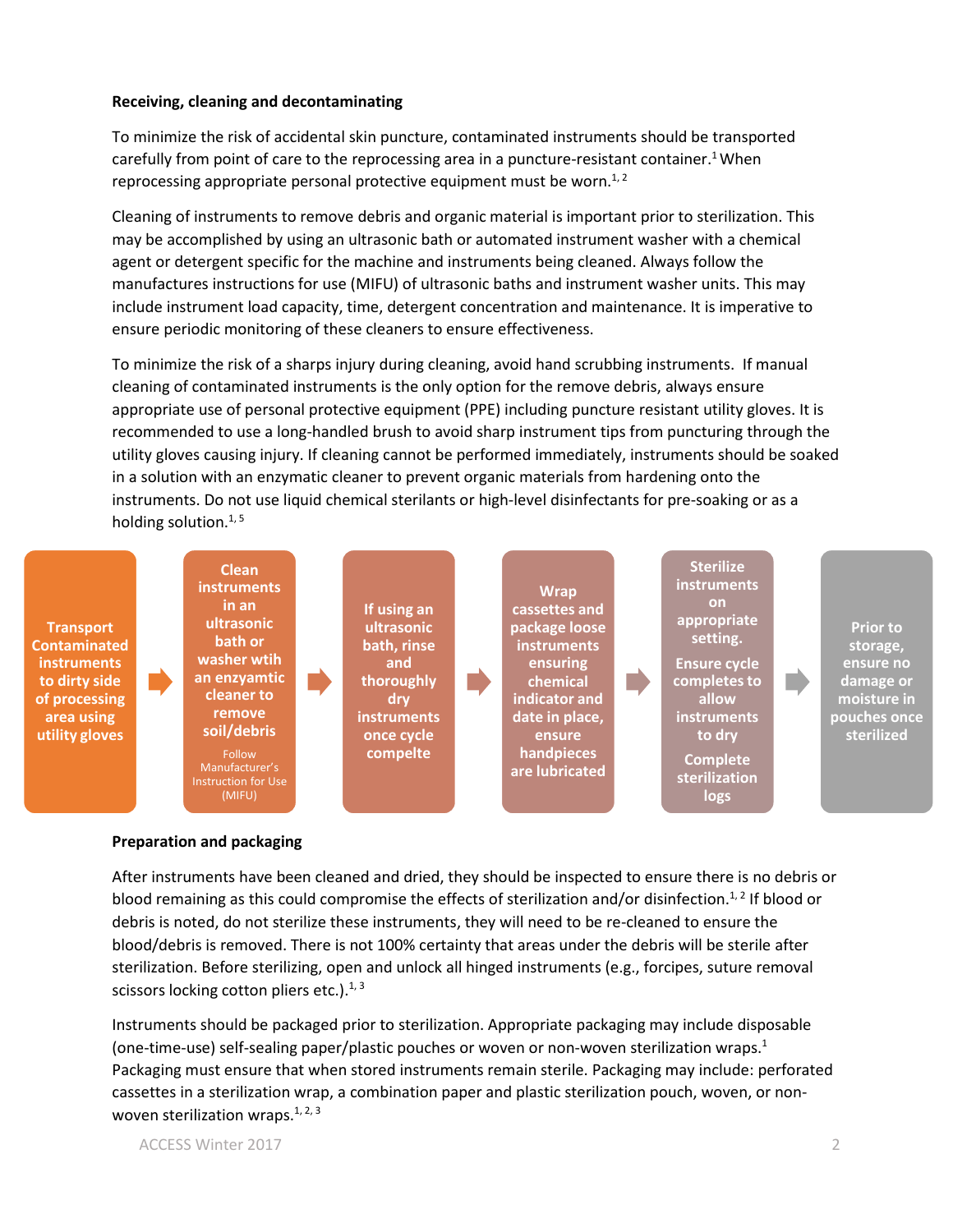**Receiving, cleaning and decontaminating**

To minimize the risk of accidental skin puncture, contaminated instruments should be transported carefully from point of care to the reprocessing area in a puncture-resistant container.[1] When reprocessing appropriate personal protective equipment must be worn.[1, 2]

Cleaning of instruments to remove debris and organic material is important prior to sterilization. This may be accomplished by using an ultrasonic bath or automated instrument washer with a chemical agent or detergent specific for the machine and instruments being cleaned. Always follow the manufactures instructions for use (MIFU) of ultrasonic baths and instrument washer units. This may include instrument load capacity, time, detergent concentration and maintenance. It is imperative to ensure periodic monitoring of these cleaners to ensure effectiveness.

To minimize the risk of a sharps injury during cleaning, avoid hand scrubbing instruments. If manual cleaning of contaminated instruments is the only option for the remove debris, always ensure appropriate use of personal protective equipment (PPE) including puncture resistant utility gloves. It is recommended to use a long-handled brush to avoid sharp instrument tips from puncturing through the utility gloves causing injury. If cleaning cannot be performed immediately, instruments should be soaked in a solution with an enzymatic cleaner to prevent organic materials from hardening onto the instruments. Do not use liquid chemical sterilants or high-level disinfectants for pre-soaking or as a holding solution.[1, 5]

**Transport Contaminated instruments to dirty side of processing area using utility gloves** → **Clean instruments in an ultrasonic bath or washer wtih an enzyamtic cleaner to remove soil/debris** (Follow Manufacturer's Instruction for Use (MIFU)) → **If using an ultrasonic bath, rinse and thoroughly dry instruments once cycle compelte** → **Wrap cassettes and package loose instruments ensuring chemical indicator and date in place, ensure handpieces are lubricated** → **Sterilize instruments on appropriate setting. Ensure cycle completes to allow instruments to dry. Complete sterilization logs** → **Prior to storage, ensure no damage or moisture in pouches once sterilized**

**Preparation and packaging**

After instruments have been cleaned and dried, they should be inspected to ensure there is no debris or blood remaining as this could compromise the effects of sterilization and/or disinfection.[1, 2] If blood or debris is noted, do not sterilize these instruments, they will need to be re-cleaned to ensure the blood/debris is removed. There is not 100% certainty that areas under the debris will be sterile after sterilization. Before sterilizing, open and unlock all hinged instruments (e.g., forcipes, suture removal scissors locking cotton pliers etc.).[1, 3]

Instruments should be packaged prior to sterilization. Appropriate packaging may include disposable (one-time-use) self-sealing paper/plastic pouches or woven or non-woven sterilization wraps.[1] Packaging must ensure that when stored instruments remain sterile. Packaging may include: perforated cassettes in a sterilization wrap, a combination paper and plastic sterilization pouch, woven, or non-woven sterilization wraps.[1, 2, 3]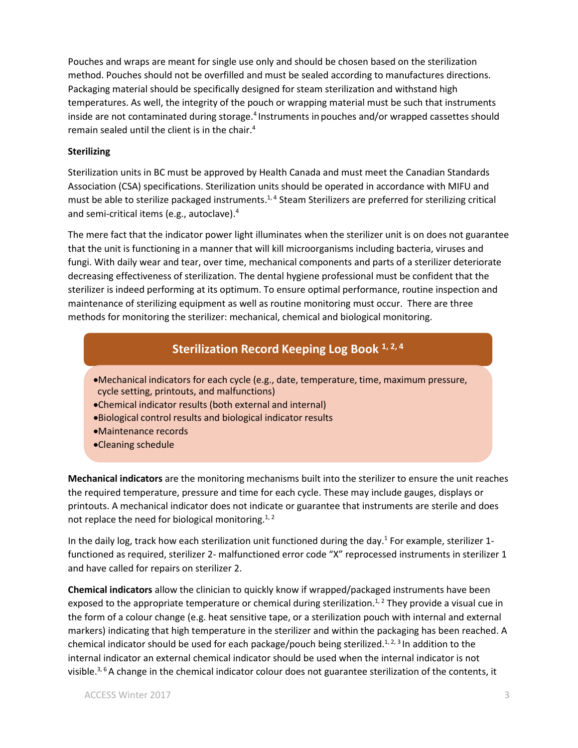Pouches and wraps are meant for single use only and should be chosen based on the sterilization method. Pouches should not be overfilled and must be sealed according to manufactures directions. Packaging material should be specifically designed for steam sterilization and withstand high temperatures. As well, the integrity of the pouch or wrapping material must be such that instruments inside are not contaminated during storage.[4] Instruments in pouches and/or wrapped cassettes should remain sealed until the client is in the chair.[4]

**Sterilizing**

Sterilization units in BC must be approved by Health Canada and must meet the Canadian Standards Association (CSA) specifications. Sterilization units should be operated in accordance with MIFU and must be able to sterilize packaged instruments.[1, 4] Steam Sterilizers are preferred for sterilizing critical and semi-critical items (e.g., autoclave).[4]

The mere fact that the indicator power light illuminates when the sterilizer unit is on does not guarantee that the unit is functioning in a manner that will kill microorganisms including bacteria, viruses and fungi. With daily wear and tear, over time, mechanical components and parts of a sterilizer deteriorate decreasing effectiveness of sterilization. The dental hygiene professional must be confident that the sterilizer is indeed performing at its optimum. To ensure optimal performance, routine inspection and maintenance of sterilizing equipment as well as routine monitoring must occur. There are three methods for monitoring the sterilizer: mechanical, chemical and biological monitoring.

### Sterilization Record Keeping Log Book [1, 2, 4]

- Mechanical indicators for each cycle (e.g., date, temperature, time, maximum pressure, cycle setting, printouts, and malfunctions)
- Chemical indicator results (both external and internal)
- Biological control results and biological indicator results
- Maintenance records
- Cleaning schedule

**Mechanical indicators** are the monitoring mechanisms built into the sterilizer to ensure the unit reaches the required temperature, pressure and time for each cycle. These may include gauges, displays or printouts. A mechanical indicator does not indicate or guarantee that instruments are sterile and does not replace the need for biological monitoring.[1, 2]

In the daily log, track how each sterilization unit functioned during the day.[1] For example, sterilizer 1- functioned as required, sterilizer 2- malfunctioned error code "X" reprocessed instruments in sterilizer 1 and have called for repairs on sterilizer 2.

**Chemical indicators** allow the clinician to quickly know if wrapped/packaged instruments have been exposed to the appropriate temperature or chemical during sterilization.[1, 2] They provide a visual cue in the form of a colour change (e.g. heat sensitive tape, or a sterilization pouch with internal and external markers) indicating that high temperature in the sterilizer and within the packaging has been reached. A chemical indicator should be used for each package/pouch being sterilized.[1, 2, 3] In addition to the internal indicator an external chemical indicator should be used when the internal indicator is not visible.[3, 6] A change in the chemical indicator colour does not guarantee sterilization of the contents, it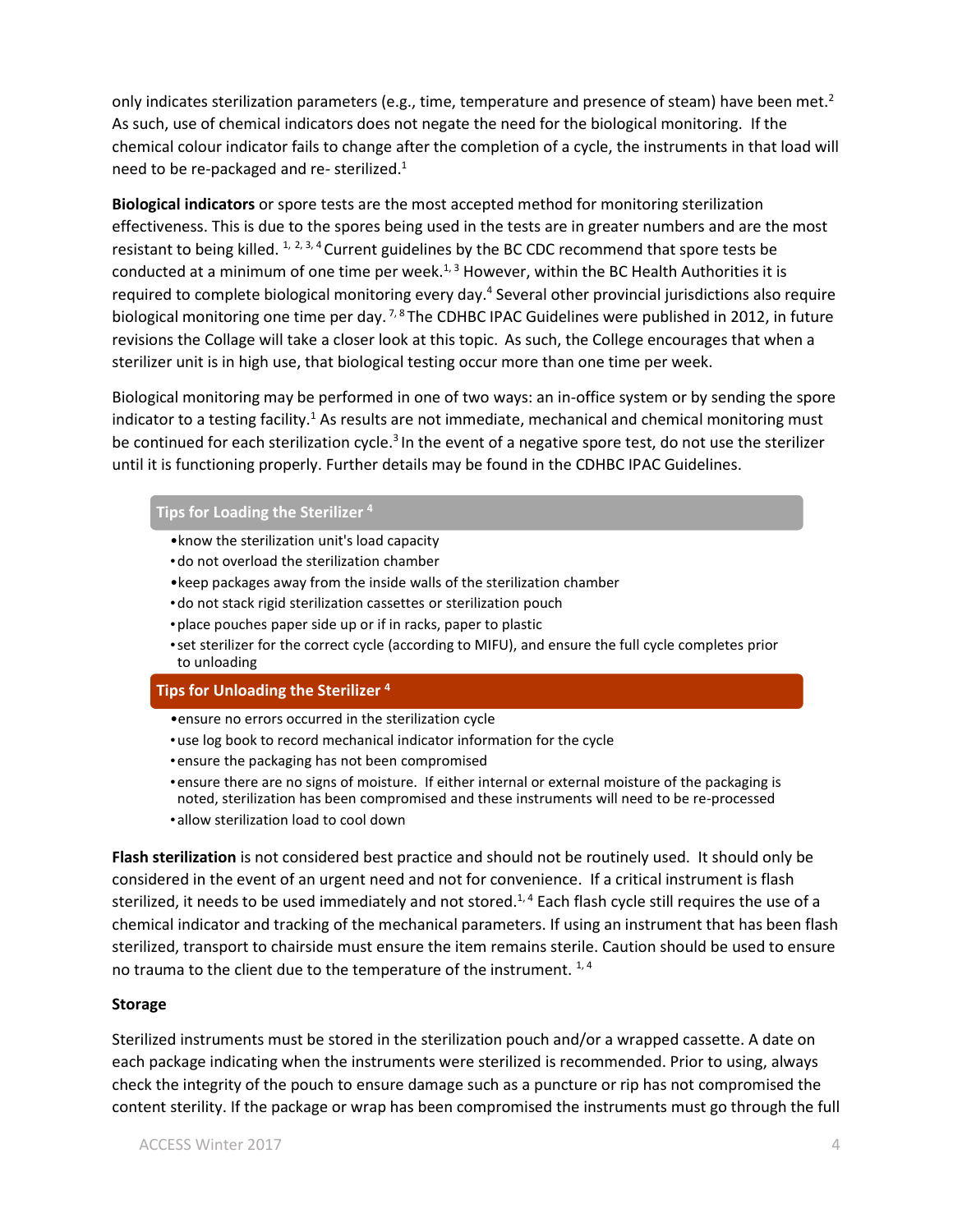only indicates sterilization parameters (e.g., time, temperature and presence of steam) have been met.[2] As such, use of chemical indicators does not negate the need for the biological monitoring. If the chemical colour indicator fails to change after the completion of a cycle, the instruments in that load will need to be re-packaged and re- sterilized.[1]

**Biological indicators** or spore tests are the most accepted method for monitoring sterilization effectiveness. This is due to the spores being used in the tests are in greater numbers and are the most resistant to being killed. [1, 2, 3, 4] Current guidelines by the BC CDC recommend that spore tests be conducted at a minimum of one time per week.[1, 3] However, within the BC Health Authorities it is required to complete biological monitoring every day.[4] Several other provincial jurisdictions also require biological monitoring one time per day. [7, 8] The CDHBC IPAC Guidelines were published in 2012, in future revisions the Collage will take a closer look at this topic. As such, the College encourages that when a sterilizer unit is in high use, that biological testing occur more than one time per week.

Biological monitoring may be performed in one of two ways: an in-office system or by sending the spore indicator to a testing facility.[1] As results are not immediate, mechanical and chemical monitoring must be continued for each sterilization cycle.[3] In the event of a negative spore test, do not use the sterilizer until it is functioning properly. Further details may be found in the CDHBC IPAC Guidelines.

### Tips for Loading the Sterilizer [4]

- know the sterilization unit's load capacity
- do not overload the sterilization chamber
- keep packages away from the inside walls of the sterilization chamber
- do not stack rigid sterilization cassettes or sterilization pouch
- place pouches paper side up or if in racks, paper to plastic
- set sterilizer for the correct cycle (according to MIFU), and ensure the full cycle completes prior to unloading

### Tips for Unloading the Sterilizer [4]

- ensure no errors occurred in the sterilization cycle
- use log book to record mechanical indicator information for the cycle
- ensure the packaging has not been compromised
- ensure there are no signs of moisture. If either internal or external moisture of the packaging is noted, sterilization has been compromised and these instruments will need to be re-processed
- allow sterilization load to cool down

**Flash sterilization** is not considered best practice and should not be routinely used. It should only be considered in the event of an urgent need and not for convenience. If a critical instrument is flash sterilized, it needs to be used immediately and not stored.[1, 4] Each flash cycle still requires the use of a chemical indicator and tracking of the mechanical parameters. If using an instrument that has been flash sterilized, transport to chairside must ensure the item remains sterile. Caution should be used to ensure no trauma to the client due to the temperature of the instrument. [1, 4]

**Storage**

Sterilized instruments must be stored in the sterilization pouch and/or a wrapped cassette. A date on each package indicating when the instruments were sterilized is recommended. Prior to using, always check the integrity of the pouch to ensure damage such as a puncture or rip has not compromised the content sterility. If the package or wrap has been compromised the instruments must go through the full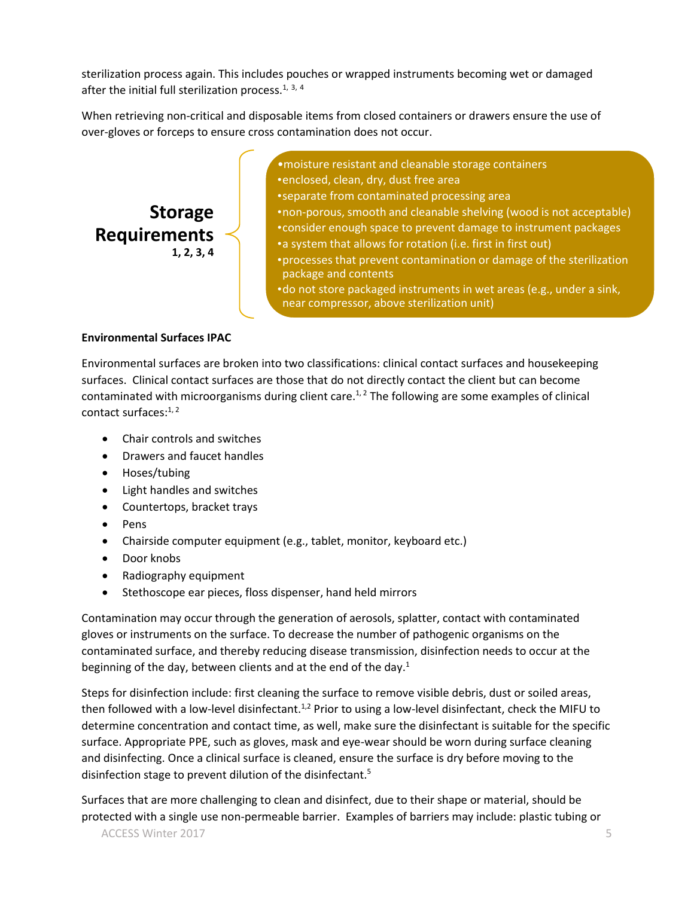sterilization process again. This includes pouches or wrapped instruments becoming wet or damaged after the initial full sterilization process.[1, 3, 4]

When retrieving non-critical and disposable items from closed containers or drawers ensure the use of over-gloves or forceps to ensure cross contamination does not occur.

**Storage Requirements** [1, 2, 3, 4]

- moisture resistant and cleanable storage containers
- enclosed, clean, dry, dust free area
- separate from contaminated processing area
- non-porous, smooth and cleanable shelving (wood is not acceptable)
- consider enough space to prevent damage to instrument packages
- a system that allows for rotation (i.e. first in first out)
- processes that prevent contamination or damage of the sterilization package and contents
- do not store packaged instruments in wet areas (e.g., under a sink, near compressor, above sterilization unit)

**Environmental Surfaces IPAC**

Environmental surfaces are broken into two classifications: clinical contact surfaces and housekeeping surfaces. Clinical contact surfaces are those that do not directly contact the client but can become contaminated with microorganisms during client care.[1, 2] The following are some examples of clinical contact surfaces:[1, 2]

- Chair controls and switches
- Drawers and faucet handles
- Hoses/tubing
- Light handles and switches
- Countertops, bracket trays
- Pens
- Chairside computer equipment (e.g., tablet, monitor, keyboard etc.)
- Door knobs
- Radiography equipment
- Stethoscope ear pieces, floss dispenser, hand held mirrors

Contamination may occur through the generation of aerosols, splatter, contact with contaminated gloves or instruments on the surface. To decrease the number of pathogenic organisms on the contaminated surface, and thereby reducing disease transmission, disinfection needs to occur at the beginning of the day, between clients and at the end of the day.[1]

Steps for disinfection include: first cleaning the surface to remove visible debris, dust or soiled areas, then followed with a low-level disinfectant.[1,2] Prior to using a low-level disinfectant, check the MIFU to determine concentration and contact time, as well, make sure the disinfectant is suitable for the specific surface. Appropriate PPE, such as gloves, mask and eye-wear should be worn during surface cleaning and disinfecting. Once a clinical surface is cleaned, ensure the surface is dry before moving to the disinfection stage to prevent dilution of the disinfectant.[5]

Surfaces that are more challenging to clean and disinfect, due to their shape or material, should be protected with a single use non-permeable barrier. Examples of barriers may include: plastic tubing or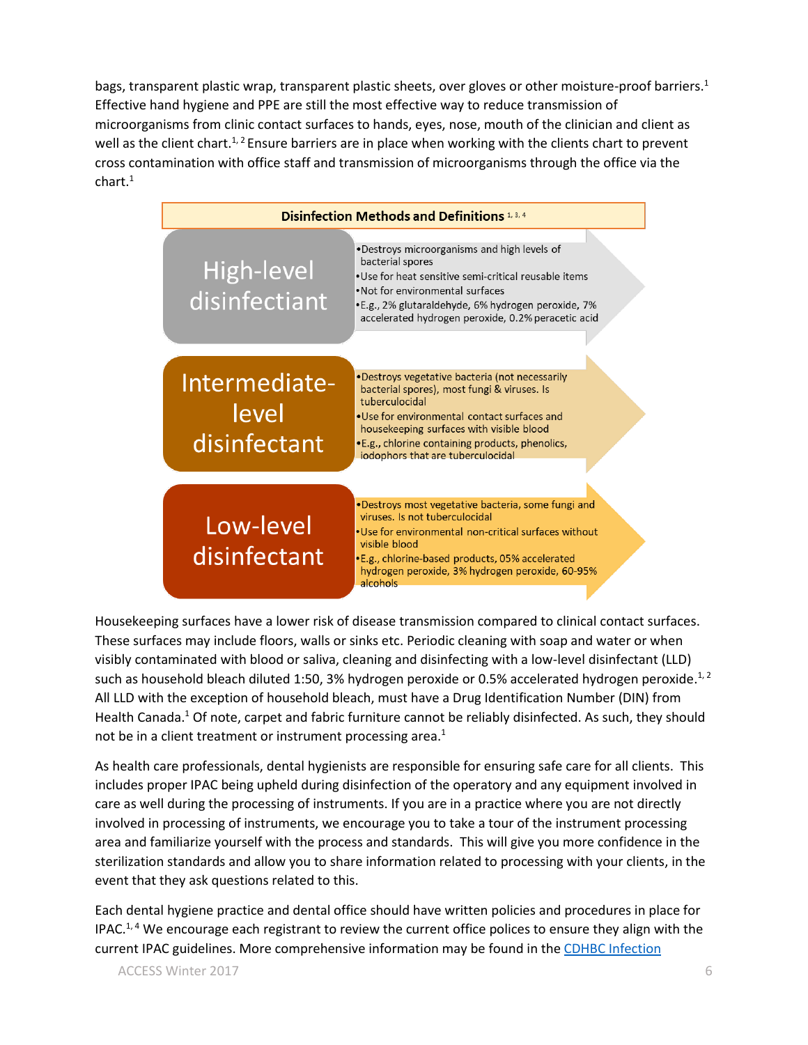bags, transparent plastic wrap, transparent plastic sheets, over gloves or other moisture-proof barriers.[1] Effective hand hygiene and PPE are still the most effective way to reduce transmission of microorganisms from clinic contact surfaces to hands, eyes, nose, mouth of the clinician and client as well as the client chart.[1, 2] Ensure barriers are in place when working with the clients chart to prevent cross contamination with office staff and transmission of microorganisms through the office via the chart.[1]

**Disinfection Methods and Definitions** [1, 3, 4]

| Disinfectant | Description |
|---|---|
| High-level disinfectant | •Destroys microorganisms and high levels of bacterial spores<br>•Use for heat sensitive semi-critical reusable items<br>•Not for environmental surfaces<br>•E.g., 2% glutaraldehyde, 6% hydrogen peroxide, 7% accelerated hydrogen peroxide, 0.2% peracetic acid |
| Intermediate-level disinfectant | •Destroys vegetative bacteria (not necessarily bacterial spores), most fungi & viruses. Is tuberculocidal<br>•Use for environmental contact surfaces and housekeeping surfaces with visible blood<br>•E.g., chlorine containing products, phenolics, iodophors that are tuberculocidal |
| Low-level disinfectant | •Destroys most vegetative bacteria, some fungi and viruses. Is not tuberculocidal<br>•Use for environmental non-critical surfaces without visible blood<br>•E.g., chlorine-based products, 05% accelerated hydrogen peroxide, 3% hydrogen peroxide, 60-95% alcohols |

Housekeeping surfaces have a lower risk of disease transmission compared to clinical contact surfaces. These surfaces may include floors, walls or sinks etc. Periodic cleaning with soap and water or when visibly contaminated with blood or saliva, cleaning and disinfecting with a low-level disinfectant (LLD) such as household bleach diluted 1:50, 3% hydrogen peroxide or 0.5% accelerated hydrogen peroxide.[1, 2] All LLD with the exception of household bleach, must have a Drug Identification Number (DIN) from Health Canada.[1] Of note, carpet and fabric furniture cannot be reliably disinfected. As such, they should not be in a client treatment or instrument processing area.[1]

As health care professionals, dental hygienists are responsible for ensuring safe care for all clients. This includes proper IPAC being upheld during disinfection of the operatory and any equipment involved in care as well during the processing of instruments. If you are in a practice where you are not directly involved in processing of instruments, we encourage you to take a tour of the instrument processing area and familiarize yourself with the process and standards. This will give you more confidence in the sterilization standards and allow you to share information related to processing with your clients, in the event that they ask questions related to this.

Each dental hygiene practice and dental office should have written policies and procedures in place for IPAC.[1, 4] We encourage each registrant to review the current office polices to ensure they align with the current IPAC guidelines. More comprehensive information may be found in the CDHBC Infection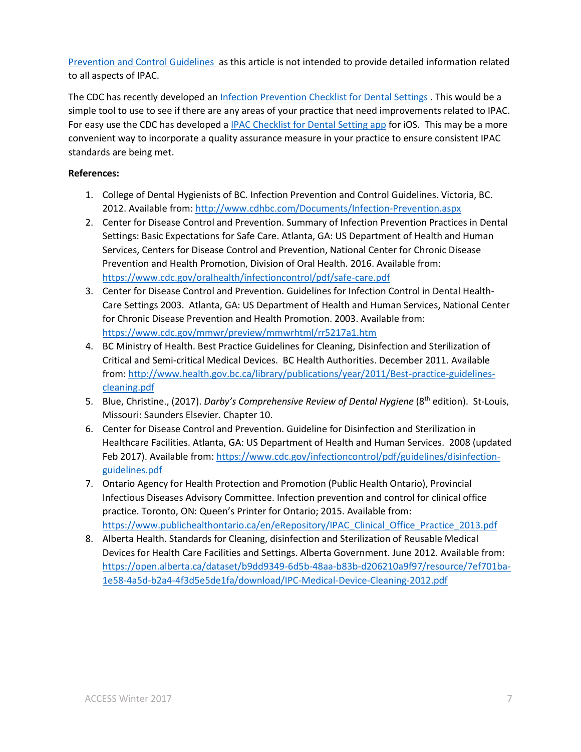Prevention and Control Guidelines as this article is not intended to provide detailed information related to all aspects of IPAC.

The CDC has recently developed an Infection Prevention Checklist for Dental Settings . This would be a simple tool to use to see if there are any areas of your practice that need improvements related to IPAC. For easy use the CDC has developed a IPAC Checklist for Dental Setting app for iOS. This may be a more convenient way to incorporate a quality assurance measure in your practice to ensure consistent IPAC standards are being met.

**References:**

1. College of Dental Hygienists of BC. Infection Prevention and Control Guidelines. Victoria, BC. 2012. Available from: http://www.cdhbc.com/Documents/Infection-Prevention.aspx
2. Center for Disease Control and Prevention. Summary of Infection Prevention Practices in Dental Settings: Basic Expectations for Safe Care. Atlanta, GA: US Department of Health and Human Services, Centers for Disease Control and Prevention, National Center for Chronic Disease Prevention and Health Promotion, Division of Oral Health. 2016. Available from: https://www.cdc.gov/oralhealth/infectioncontrol/pdf/safe-care.pdf
3. Center for Disease Control and Prevention. Guidelines for Infection Control in Dental Health-Care Settings 2003. Atlanta, GA: US Department of Health and Human Services, National Center for Chronic Disease Prevention and Health Promotion. 2003. Available from: https://www.cdc.gov/mmwr/preview/mmwrhtml/rr5217a1.htm
4. BC Ministry of Health. Best Practice Guidelines for Cleaning, Disinfection and Sterilization of Critical and Semi-critical Medical Devices. BC Health Authorities. December 2011. Available from: http://www.health.gov.bc.ca/library/publications/year/2011/Best-practice-guidelines-cleaning.pdf
5. Blue, Christine., (2017). *Darby's Comprehensive Review of Dental Hygiene* (8th edition). St-Louis, Missouri: Saunders Elsevier. Chapter 10.
6. Center for Disease Control and Prevention. Guideline for Disinfection and Sterilization in Healthcare Facilities. Atlanta, GA: US Department of Health and Human Services. 2008 (updated Feb 2017). Available from: https://www.cdc.gov/infectioncontrol/pdf/guidelines/disinfection-guidelines.pdf
7. Ontario Agency for Health Protection and Promotion (Public Health Ontario), Provincial Infectious Diseases Advisory Committee. Infection prevention and control for clinical office practice. Toronto, ON: Queen's Printer for Ontario; 2015. Available from: https://www.publichealthontario.ca/en/eRepository/IPAC_Clinical_Office_Practice_2013.pdf
8. Alberta Health. Standards for Cleaning, disinfection and Sterilization of Reusable Medical Devices for Health Care Facilities and Settings. Alberta Government. June 2012. Available from: https://open.alberta.ca/dataset/b9dd9349-6d5b-48aa-b83b-d206210a9f97/resource/7ef701ba-1e58-4a5d-b2a4-4f3d5e5de1fa/download/IPC-Medical-Device-Cleaning-2012.pdf